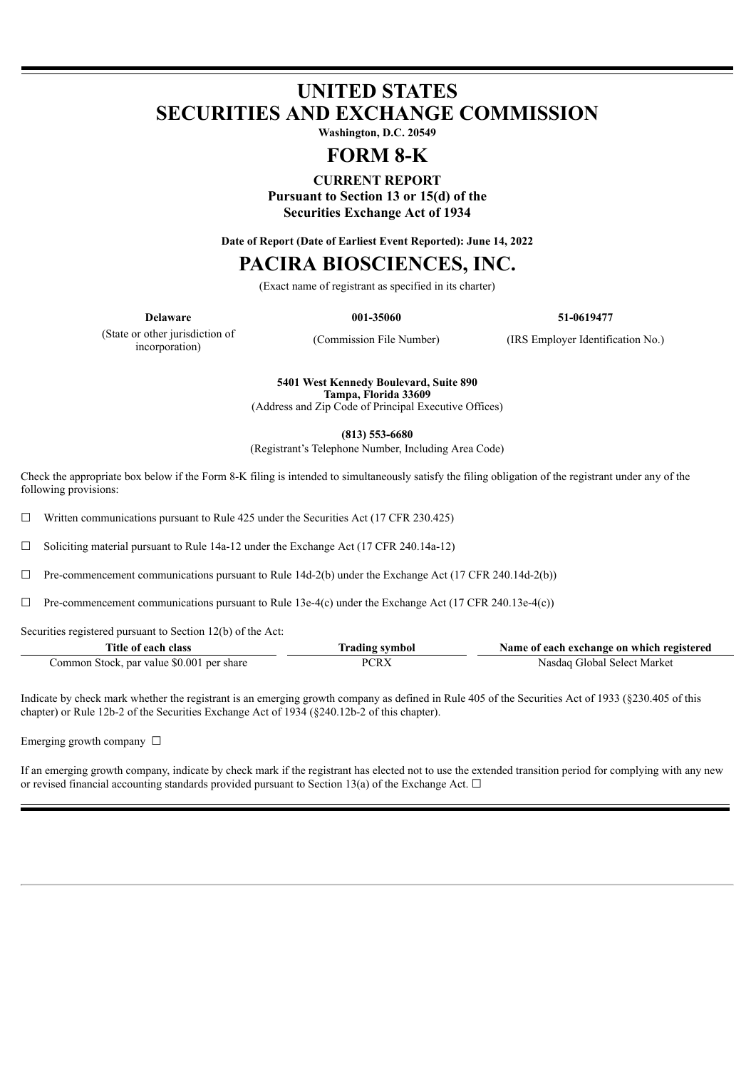# UNITED STATES
# SECURITIES AND EXCHANGE COMMISSION

**Washington, D.C. 20549**

# FORM 8-K

**CURRENT REPORT**
**Pursuant to Section 13 or 15(d) of the**
**Securities Exchange Act of 1934**

**Date of Report (Date of Earliest Event Reported): June 14, 2022**

# PACIRA BIOSCIENCES, INC.

(Exact name of registrant as specified in its charter)

| | | |
|---|---|---|
| **Delaware** | **001-35060** | **51-0619477** |
| (State or other jurisdiction of incorporation) | (Commission File Number) | (IRS Employer Identification No.) |

**5401 West Kennedy Boulevard, Suite 890**
**Tampa, Florida 33609**
(Address and Zip Code of Principal Executive Offices)

**(813) 553-6680**
(Registrant's Telephone Number, Including Area Code)

Check the appropriate box below if the Form 8-K filing is intended to simultaneously satisfy the filing obligation of the registrant under any of the following provisions:

☐ Written communications pursuant to Rule 425 under the Securities Act (17 CFR 230.425)

☐ Soliciting material pursuant to Rule 14a-12 under the Exchange Act (17 CFR 240.14a-12)

☐ Pre-commencement communications pursuant to Rule 14d-2(b) under the Exchange Act (17 CFR 240.14d-2(b))

☐ Pre-commencement communications pursuant to Rule 13e-4(c) under the Exchange Act (17 CFR 240.13e-4(c))

Securities registered pursuant to Section 12(b) of the Act:

| Title of each class | Trading symbol | Name of each exchange on which registered |
|---|---|---|
| Common Stock, par value $0.001 per share | PCRX | Nasdaq Global Select Market |

Indicate by check mark whether the registrant is an emerging growth company as defined in Rule 405 of the Securities Act of 1933 (§230.405 of this chapter) or Rule 12b-2 of the Securities Exchange Act of 1934 (§240.12b-2 of this chapter).

Emerging growth company ☐

If an emerging growth company, indicate by check mark if the registrant has elected not to use the extended transition period for complying with any new or revised financial accounting standards provided pursuant to Section 13(a) of the Exchange Act. ☐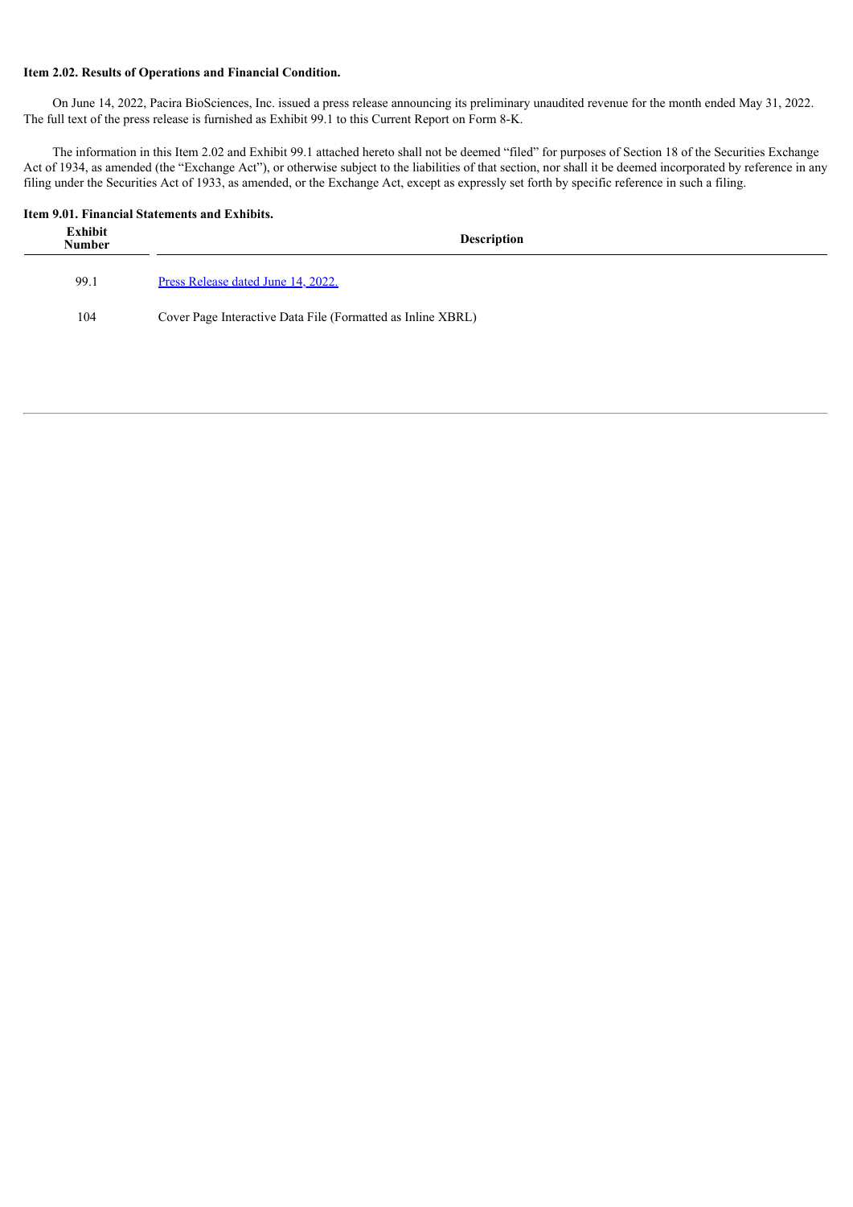**Item 2.02. Results of Operations and Financial Condition.**

On June 14, 2022, Pacira BioSciences, Inc. issued a press release announcing its preliminary unaudited revenue for the month ended May 31, 2022. The full text of the press release is furnished as Exhibit 99.1 to this Current Report on Form 8-K.

The information in this Item 2.02 and Exhibit 99.1 attached hereto shall not be deemed "filed" for purposes of Section 18 of the Securities Exchange Act of 1934, as amended (the "Exchange Act"), or otherwise subject to the liabilities of that section, nor shall it be deemed incorporated by reference in any filing under the Securities Act of 1933, as amended, or the Exchange Act, except as expressly set forth by specific reference in such a filing.

**Item 9.01. Financial Statements and Exhibits.**

| Exhibit Number | Description |
|---|---|
| 99.1 | Press Release dated June 14, 2022. |
| 104 | Cover Page Interactive Data File (Formatted as Inline XBRL) |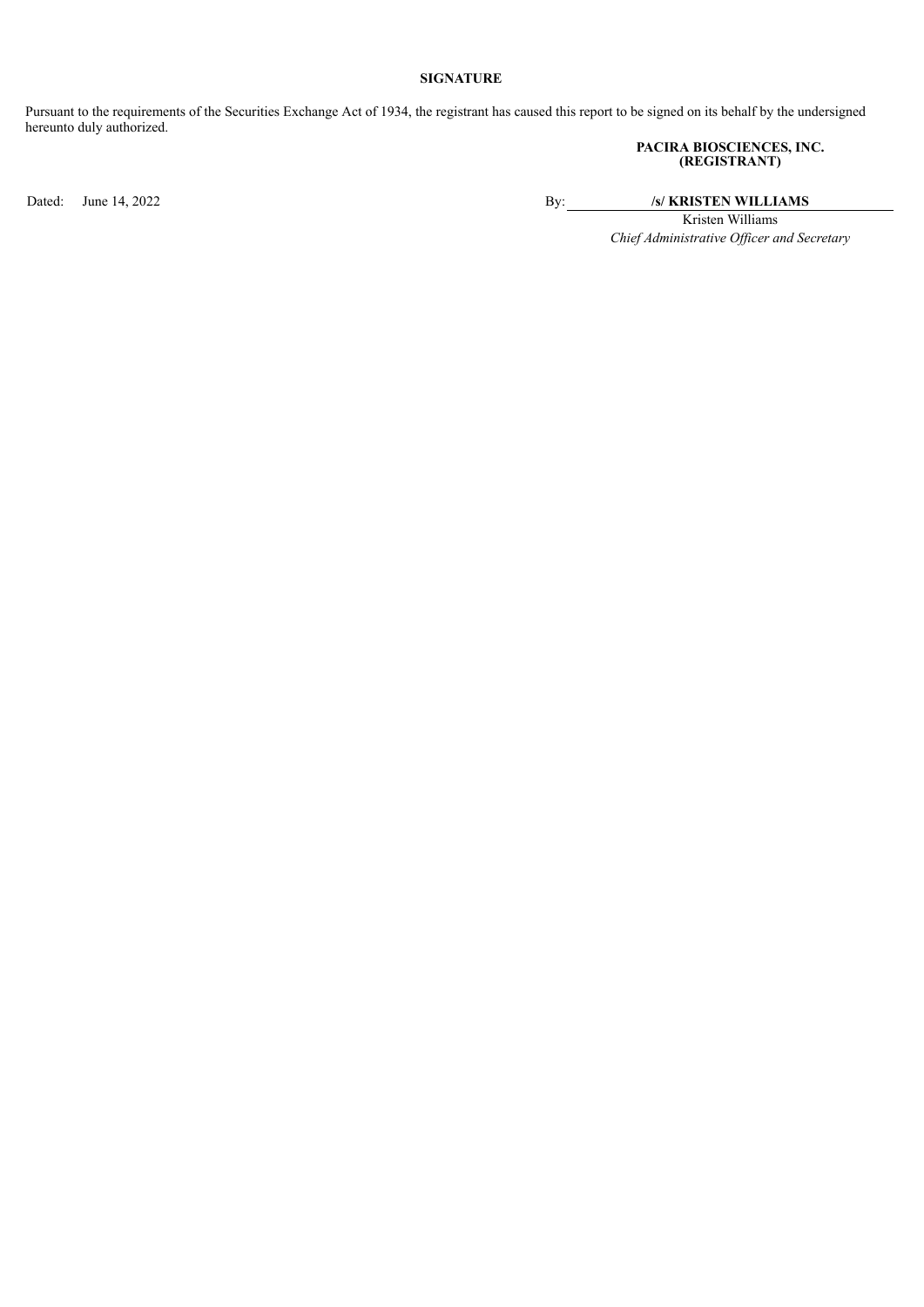**SIGNATURE**

Pursuant to the requirements of the Securities Exchange Act of 1934, the registrant has caused this report to be signed on its behalf by the undersigned hereunto duly authorized.

**PACIRA BIOSCIENCES, INC.**
**(REGISTRANT)**

Dated: June 14, 2022

By: **/s/ KRISTEN WILLIAMS**

Kristen Williams

*Chief Administrative Officer and Secretary*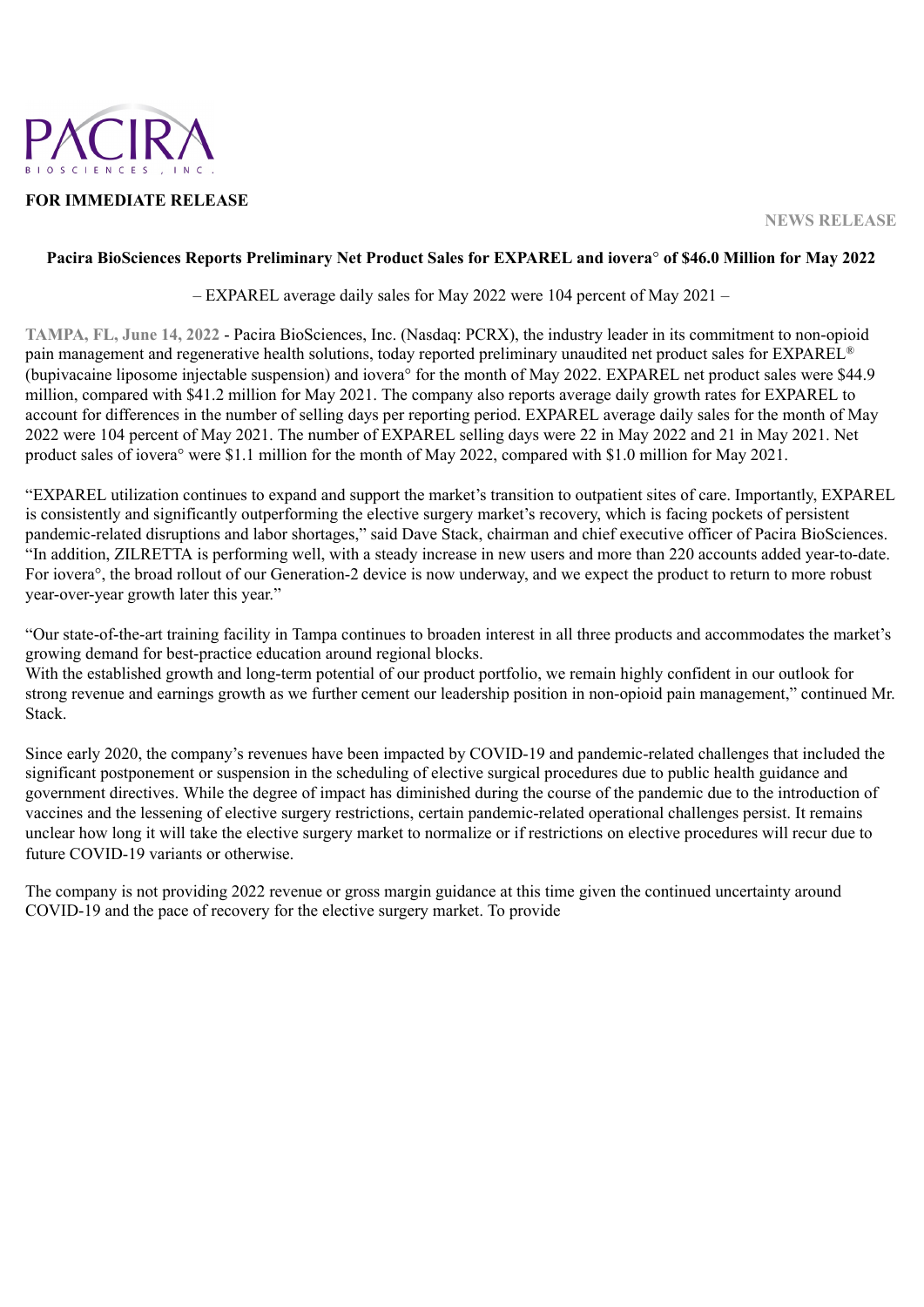**FOR IMMEDIATE RELEASE**

**NEWS RELEASE**

**Pacira BioSciences Reports Preliminary Net Product Sales for EXPAREL and iovera° of $46.0 Million for May 2022**

– EXPAREL average daily sales for May 2022 were 104 percent of May 2021 –

TAMPA, FL, June 14, 2022 - Pacira BioSciences, Inc. (Nasdaq: PCRX), the industry leader in its commitment to non-opioid pain management and regenerative health solutions, today reported preliminary unaudited net product sales for EXPAREL® (bupivacaine liposome injectable suspension) and iovera° for the month of May 2022. EXPAREL net product sales were $44.9 million, compared with $41.2 million for May 2021. The company also reports average daily growth rates for EXPAREL to account for differences in the number of selling days per reporting period. EXPAREL average daily sales for the month of May 2022 were 104 percent of May 2021. The number of EXPAREL selling days were 22 in May 2022 and 21 in May 2021. Net product sales of iovera° were $1.1 million for the month of May 2022, compared with $1.0 million for May 2021.

"EXPAREL utilization continues to expand and support the market's transition to outpatient sites of care. Importantly, EXPAREL is consistently and significantly outperforming the elective surgery market's recovery, which is facing pockets of persistent pandemic-related disruptions and labor shortages," said Dave Stack, chairman and chief executive officer of Pacira BioSciences. "In addition, ZILRETTA is performing well, with a steady increase in new users and more than 220 accounts added year-to-date. For iovera°, the broad rollout of our Generation-2 device is now underway, and we expect the product to return to more robust year-over-year growth later this year."

"Our state-of-the-art training facility in Tampa continues to broaden interest in all three products and accommodates the market's growing demand for best-practice education around regional blocks.
With the established growth and long-term potential of our product portfolio, we remain highly confident in our outlook for strong revenue and earnings growth as we further cement our leadership position in non-opioid pain management," continued Mr. Stack.

Since early 2020, the company's revenues have been impacted by COVID-19 and pandemic-related challenges that included the significant postponement or suspension in the scheduling of elective surgical procedures due to public health guidance and government directives. While the degree of impact has diminished during the course of the pandemic due to the introduction of vaccines and the lessening of elective surgery restrictions, certain pandemic-related operational challenges persist. It remains unclear how long it will take the elective surgery market to normalize or if restrictions on elective procedures will recur due to future COVID-19 variants or otherwise.

The company is not providing 2022 revenue or gross margin guidance at this time given the continued uncertainty around COVID-19 and the pace of recovery for the elective surgery market. To provide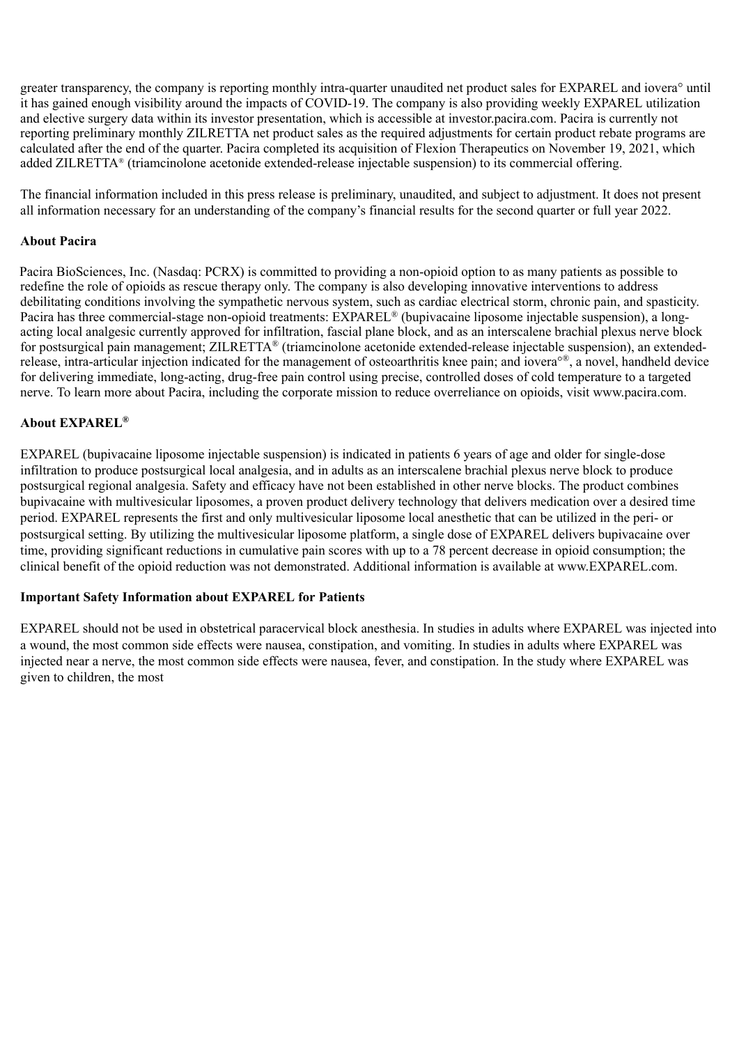greater transparency, the company is reporting monthly intra-quarter unaudited net product sales for EXPAREL and iovera° until it has gained enough visibility around the impacts of COVID-19. The company is also providing weekly EXPAREL utilization and elective surgery data within its investor presentation, which is accessible at investor.pacira.com. Pacira is currently not reporting preliminary monthly ZILRETTA net product sales as the required adjustments for certain product rebate programs are calculated after the end of the quarter. Pacira completed its acquisition of Flexion Therapeutics on November 19, 2021, which added ZILRETTA® (triamcinolone acetonide extended-release injectable suspension) to its commercial offering.

The financial information included in this press release is preliminary, unaudited, and subject to adjustment. It does not present all information necessary for an understanding of the company's financial results for the second quarter or full year 2022.

**About Pacira**

Pacira BioSciences, Inc. (Nasdaq: PCRX) is committed to providing a non-opioid option to as many patients as possible to redefine the role of opioids as rescue therapy only. The company is also developing innovative interventions to address debilitating conditions involving the sympathetic nervous system, such as cardiac electrical storm, chronic pain, and spasticity. Pacira has three commercial-stage non-opioid treatments: EXPAREL® (bupivacaine liposome injectable suspension), a long-acting local analgesic currently approved for infiltration, fascial plane block, and as an interscalene brachial plexus nerve block for postsurgical pain management; ZILRETTA® (triamcinolone acetonide extended-release injectable suspension), an extended-release, intra-articular injection indicated for the management of osteoarthritis knee pain; and iovera°®, a novel, handheld device for delivering immediate, long-acting, drug-free pain control using precise, controlled doses of cold temperature to a targeted nerve. To learn more about Pacira, including the corporate mission to reduce overreliance on opioids, visit www.pacira.com.

**About EXPAREL®**

EXPAREL (bupivacaine liposome injectable suspension) is indicated in patients 6 years of age and older for single-dose infiltration to produce postsurgical local analgesia, and in adults as an interscalene brachial plexus nerve block to produce postsurgical regional analgesia. Safety and efficacy have not been established in other nerve blocks. The product combines bupivacaine with multivesicular liposomes, a proven product delivery technology that delivers medication over a desired time period. EXPAREL represents the first and only multivesicular liposome local anesthetic that can be utilized in the peri- or postsurgical setting. By utilizing the multivesicular liposome platform, a single dose of EXPAREL delivers bupivacaine over time, providing significant reductions in cumulative pain scores with up to a 78 percent decrease in opioid consumption; the clinical benefit of the opioid reduction was not demonstrated. Additional information is available at www.EXPAREL.com.

**Important Safety Information about EXPAREL for Patients**

EXPAREL should not be used in obstetrical paracervical block anesthesia. In studies in adults where EXPAREL was injected into a wound, the most common side effects were nausea, constipation, and vomiting. In studies in adults where EXPAREL was injected near a nerve, the most common side effects were nausea, fever, and constipation. In the study where EXPAREL was given to children, the most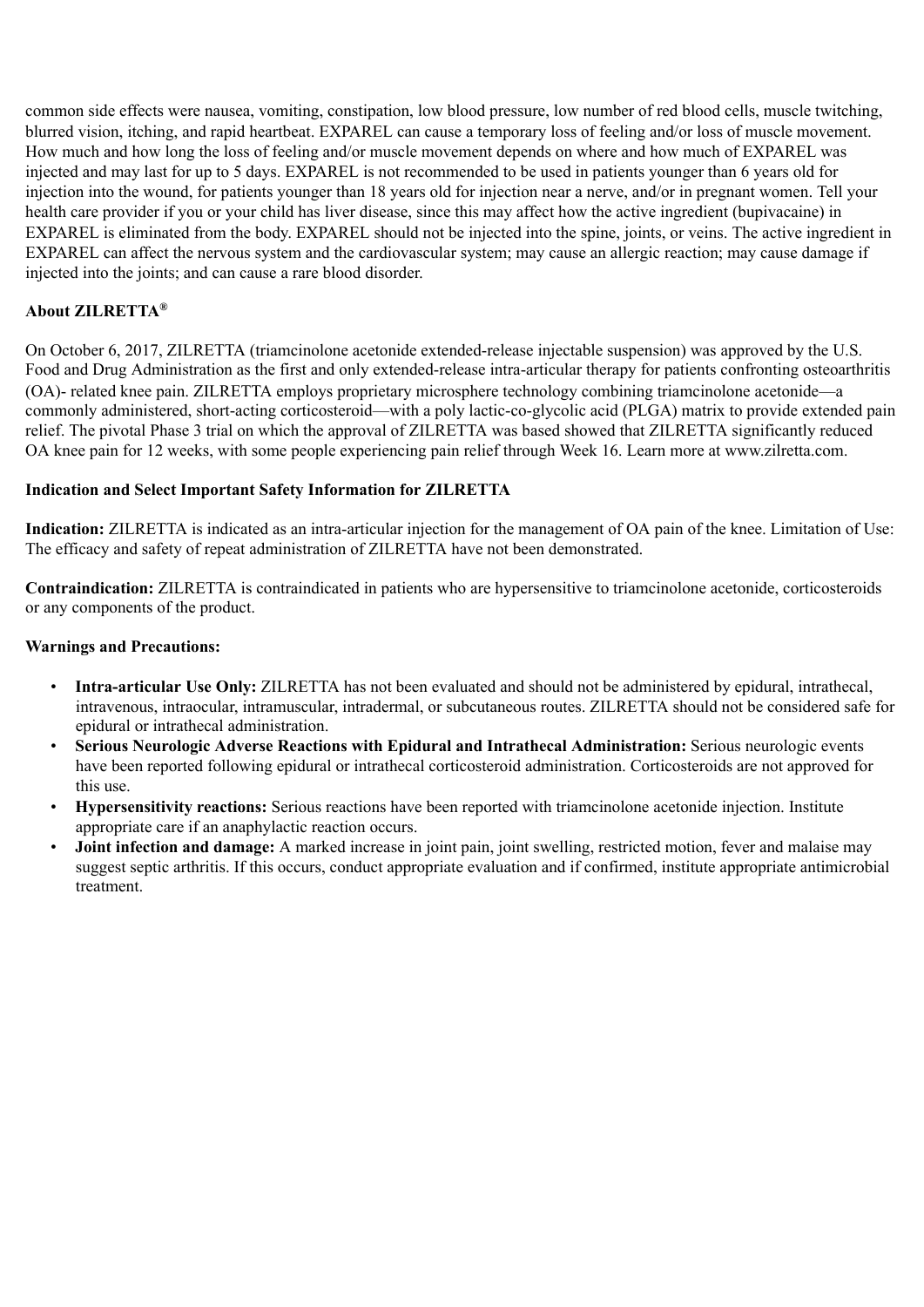common side effects were nausea, vomiting, constipation, low blood pressure, low number of red blood cells, muscle twitching, blurred vision, itching, and rapid heartbeat. EXPAREL can cause a temporary loss of feeling and/or loss of muscle movement. How much and how long the loss of feeling and/or muscle movement depends on where and how much of EXPAREL was injected and may last for up to 5 days. EXPAREL is not recommended to be used in patients younger than 6 years old for injection into the wound, for patients younger than 18 years old for injection near a nerve, and/or in pregnant women. Tell your health care provider if you or your child has liver disease, since this may affect how the active ingredient (bupivacaine) in EXPAREL is eliminated from the body. EXPAREL should not be injected into the spine, joints, or veins. The active ingredient in EXPAREL can affect the nervous system and the cardiovascular system; may cause an allergic reaction; may cause damage if injected into the joints; and can cause a rare blood disorder.

**About ZILRETTA®**

On October 6, 2017, ZILRETTA (triamcinolone acetonide extended-release injectable suspension) was approved by the U.S. Food and Drug Administration as the first and only extended-release intra-articular therapy for patients confronting osteoarthritis (OA)- related knee pain. ZILRETTA employs proprietary microsphere technology combining triamcinolone acetonide—a commonly administered, short-acting corticosteroid—with a poly lactic-co-glycolic acid (PLGA) matrix to provide extended pain relief. The pivotal Phase 3 trial on which the approval of ZILRETTA was based showed that ZILRETTA significantly reduced OA knee pain for 12 weeks, with some people experiencing pain relief through Week 16. Learn more at www.zilretta.com.

**Indication and Select Important Safety Information for ZILRETTA**

**Indication:** ZILRETTA is indicated as an intra-articular injection for the management of OA pain of the knee. Limitation of Use: The efficacy and safety of repeat administration of ZILRETTA have not been demonstrated.

**Contraindication:** ZILRETTA is contraindicated in patients who are hypersensitive to triamcinolone acetonide, corticosteroids or any components of the product.

**Warnings and Precautions:**

- **Intra-articular Use Only:** ZILRETTA has not been evaluated and should not be administered by epidural, intrathecal, intravenous, intraocular, intramuscular, intradermal, or subcutaneous routes. ZILRETTA should not be considered safe for epidural or intrathecal administration.
- **Serious Neurologic Adverse Reactions with Epidural and Intrathecal Administration:** Serious neurologic events have been reported following epidural or intrathecal corticosteroid administration. Corticosteroids are not approved for this use.
- **Hypersensitivity reactions:** Serious reactions have been reported with triamcinolone acetonide injection. Institute appropriate care if an anaphylactic reaction occurs.
- **Joint infection and damage:** A marked increase in joint pain, joint swelling, restricted motion, fever and malaise may suggest septic arthritis. If this occurs, conduct appropriate evaluation and if confirmed, institute appropriate antimicrobial treatment.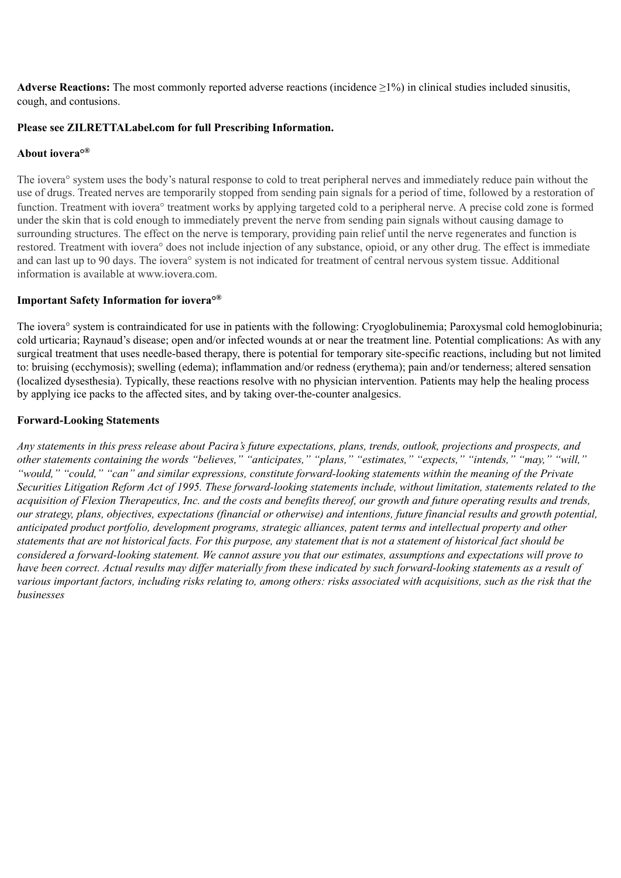**Adverse Reactions:** The most commonly reported adverse reactions (incidence ≥1%) in clinical studies included sinusitis, cough, and contusions.

**Please see ZILRETTALabel.com for full Prescribing Information.**

**About iovera°®**

The iovera° system uses the body's natural response to cold to treat peripheral nerves and immediately reduce pain without the use of drugs. Treated nerves are temporarily stopped from sending pain signals for a period of time, followed by a restoration of function. Treatment with iovera° treatment works by applying targeted cold to a peripheral nerve. A precise cold zone is formed under the skin that is cold enough to immediately prevent the nerve from sending pain signals without causing damage to surrounding structures. The effect on the nerve is temporary, providing pain relief until the nerve regenerates and function is restored. Treatment with iovera° does not include injection of any substance, opioid, or any other drug. The effect is immediate and can last up to 90 days. The iovera° system is not indicated for treatment of central nervous system tissue. Additional information is available at www.iovera.com.

**Important Safety Information for iovera°®**

The iovera° system is contraindicated for use in patients with the following: Cryoglobulinemia; Paroxysmal cold hemoglobinuria; cold urticaria; Raynaud's disease; open and/or infected wounds at or near the treatment line. Potential complications: As with any surgical treatment that uses needle-based therapy, there is potential for temporary site-specific reactions, including but not limited to: bruising (ecchymosis); swelling (edema); inflammation and/or redness (erythema); pain and/or tenderness; altered sensation (localized dysesthesia). Typically, these reactions resolve with no physician intervention. Patients may help the healing process by applying ice packs to the affected sites, and by taking over-the-counter analgesics.

**Forward-Looking Statements**

*Any statements in this press release about Pacira's future expectations, plans, trends, outlook, projections and prospects, and other statements containing the words "believes," "anticipates," "plans," "estimates," "expects," "intends," "may," "will," "would," "could," "can" and similar expressions, constitute forward-looking statements within the meaning of the Private Securities Litigation Reform Act of 1995. These forward-looking statements include, without limitation, statements related to the acquisition of Flexion Therapeutics, Inc. and the costs and benefits thereof, our growth and future operating results and trends, our strategy, plans, objectives, expectations (financial or otherwise) and intentions, future financial results and growth potential, anticipated product portfolio, development programs, strategic alliances, patent terms and intellectual property and other statements that are not historical facts. For this purpose, any statement that is not a statement of historical fact should be considered a forward-looking statement. We cannot assure you that our estimates, assumptions and expectations will prove to have been correct. Actual results may differ materially from these indicated by such forward-looking statements as a result of various important factors, including risks relating to, among others: risks associated with acquisitions, such as the risk that the businesses*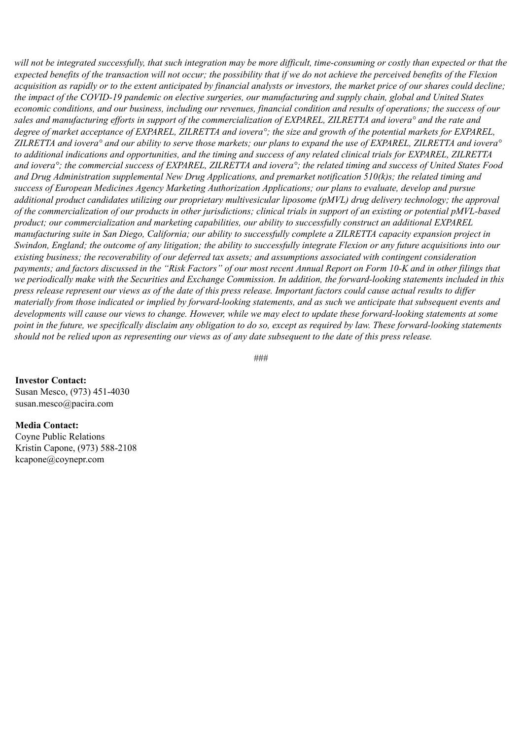*will not be integrated successfully, that such integration may be more difficult, time-consuming or costly than expected or that the expected benefits of the transaction will not occur; the possibility that if we do not achieve the perceived benefits of the Flexion acquisition as rapidly or to the extent anticipated by financial analysts or investors, the market price of our shares could decline; the impact of the COVID-19 pandemic on elective surgeries, our manufacturing and supply chain, global and United States economic conditions, and our business, including our revenues, financial condition and results of operations; the success of our sales and manufacturing efforts in support of the commercialization of EXPAREL, ZILRETTA and iovera° and the rate and degree of market acceptance of EXPAREL, ZILRETTA and iovera°; the size and growth of the potential markets for EXPAREL, ZILRETTA and iovera° and our ability to serve those markets; our plans to expand the use of EXPAREL, ZILRETTA and iovera° to additional indications and opportunities, and the timing and success of any related clinical trials for EXPAREL, ZILRETTA and iovera°; the commercial success of EXPAREL, ZILRETTA and iovera°; the related timing and success of United States Food and Drug Administration supplemental New Drug Applications, and premarket notification 510(k)s; the related timing and success of European Medicines Agency Marketing Authorization Applications; our plans to evaluate, develop and pursue additional product candidates utilizing our proprietary multivesicular liposome (pMVL) drug delivery technology; the approval of the commercialization of our products in other jurisdictions; clinical trials in support of an existing or potential pMVL-based product; our commercialization and marketing capabilities, our ability to successfully construct an additional EXPAREL manufacturing suite in San Diego, California; our ability to successfully complete a ZILRETTA capacity expansion project in Swindon, England; the outcome of any litigation; the ability to successfully integrate Flexion or any future acquisitions into our existing business; the recoverability of our deferred tax assets; and assumptions associated with contingent consideration payments; and factors discussed in the "Risk Factors" of our most recent Annual Report on Form 10-K and in other filings that we periodically make with the Securities and Exchange Commission. In addition, the forward-looking statements included in this press release represent our views as of the date of this press release. Important factors could cause actual results to differ materially from those indicated or implied by forward-looking statements, and as such we anticipate that subsequent events and developments will cause our views to change. However, while we may elect to update these forward-looking statements at some point in the future, we specifically disclaim any obligation to do so, except as required by law. These forward-looking statements should not be relied upon as representing our views as of any date subsequent to the date of this press release.*

###

**Investor Contact:**
Susan Mesco, (973) 451-4030
susan.mesco@pacira.com

**Media Contact:**
Coyne Public Relations
Kristin Capone, (973) 588-2108
kcapone@coynepr.com